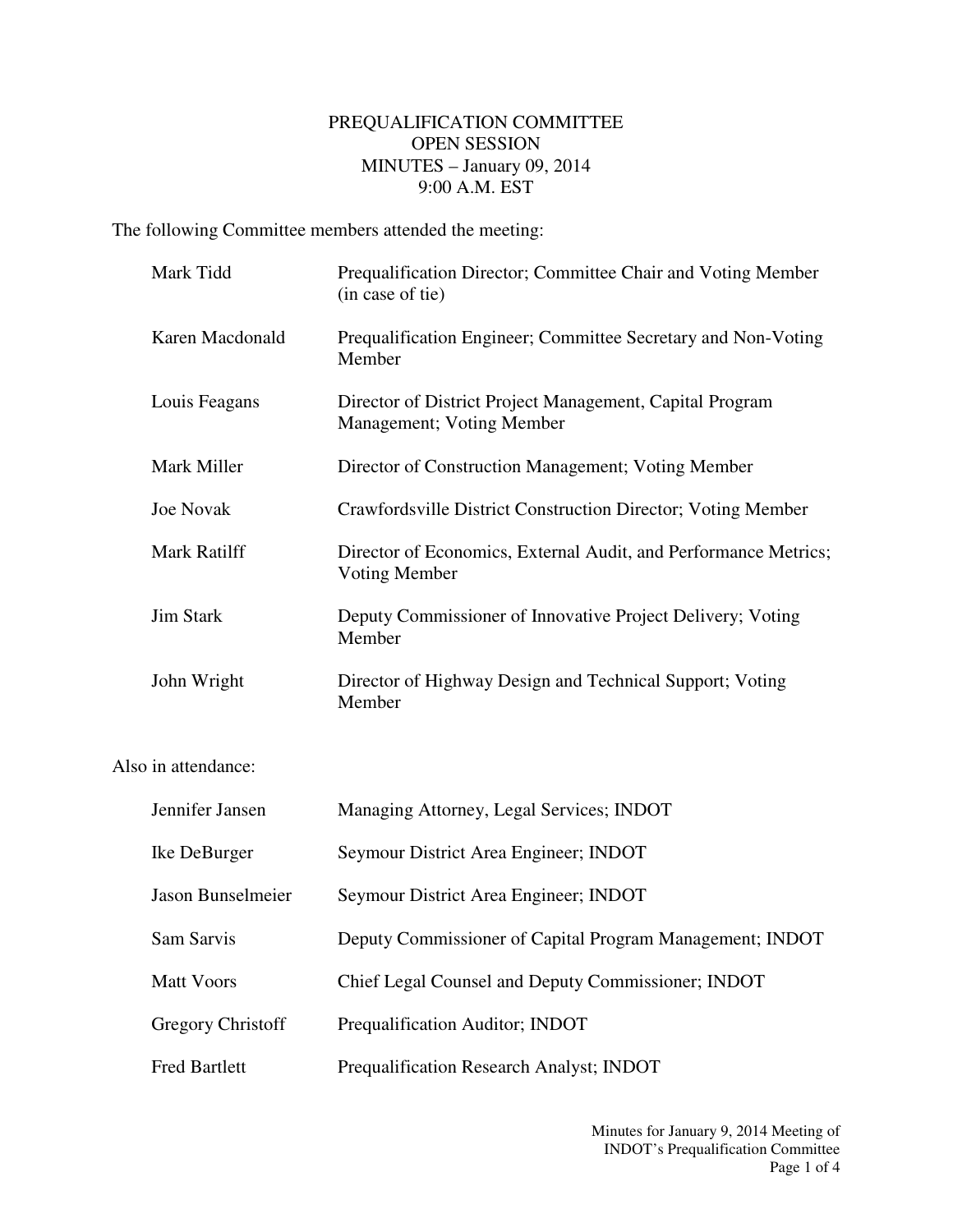# PREQUALIFICATION COMMITTEE
## OPEN SESSION
## MINUTES – January 09, 2014
## 9:00 A.M. EST

The following Committee members attended the meeting:

| | |
|---|---|
| Mark Tidd | Prequalification Director; Committee Chair and Voting Member (in case of tie) |
| Karen Macdonald | Prequalification Engineer; Committee Secretary and Non-Voting Member |
| Louis Feagans | Director of District Project Management, Capital Program Management; Voting Member |
| Mark Miller | Director of Construction Management; Voting Member |
| Joe Novak | Crawfordsville District Construction Director; Voting Member |
| Mark Ratilff | Director of Economics, External Audit, and Performance Metrics; Voting Member |
| Jim Stark | Deputy Commissioner of Innovative Project Delivery; Voting Member |
| John Wright | Director of Highway Design and Technical Support; Voting Member |

Also in attendance:

| | |
|---|---|
| Jennifer Jansen | Managing Attorney, Legal Services; INDOT |
| Ike DeBurger | Seymour District Area Engineer; INDOT |
| Jason Bunselmeier | Seymour District Area Engineer; INDOT |
| Sam Sarvis | Deputy Commissioner of Capital Program Management; INDOT |
| Matt Voors | Chief Legal Counsel and Deputy Commissioner; INDOT |
| Gregory Christoff | Prequalification Auditor; INDOT |
| Fred Bartlett | Prequalification Research Analyst; INDOT |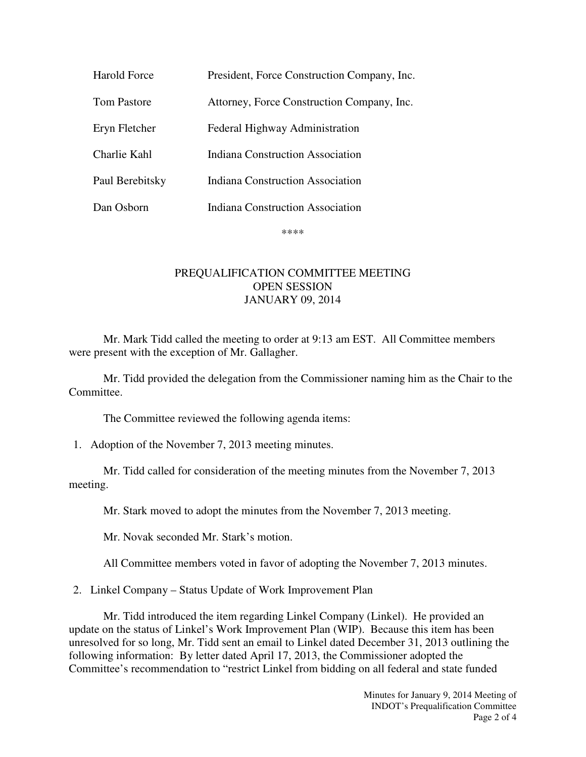| | |
|---|---|
| Harold Force | President, Force Construction Company, Inc. |
| Tom Pastore | Attorney, Force Construction Company, Inc. |
| Eryn Fletcher | Federal Highway Administration |
| Charlie Kahl | Indiana Construction Association |
| Paul Berebitsky | Indiana Construction Association |
| Dan Osborn | Indiana Construction Association |

****

## PREQUALIFICATION COMMITTEE MEETING
## OPEN SESSION
## JANUARY 09, 2014

Mr. Mark Tidd called the meeting to order at 9:13 am EST. All Committee members were present with the exception of Mr. Gallagher.

Mr. Tidd provided the delegation from the Commissioner naming him as the Chair to the Committee.

The Committee reviewed the following agenda items:

1. Adoption of the November 7, 2013 meeting minutes.

Mr. Tidd called for consideration of the meeting minutes from the November 7, 2013 meeting.

Mr. Stark moved to adopt the minutes from the November 7, 2013 meeting.

Mr. Novak seconded Mr. Stark's motion.

All Committee members voted in favor of adopting the November 7, 2013 minutes.

2. Linkel Company – Status Update of Work Improvement Plan

Mr. Tidd introduced the item regarding Linkel Company (Linkel). He provided an update on the status of Linkel's Work Improvement Plan (WIP). Because this item has been unresolved for so long, Mr. Tidd sent an email to Linkel dated December 31, 2013 outlining the following information: By letter dated April 17, 2013, the Commissioner adopted the Committee's recommendation to "restrict Linkel from bidding on all federal and state funded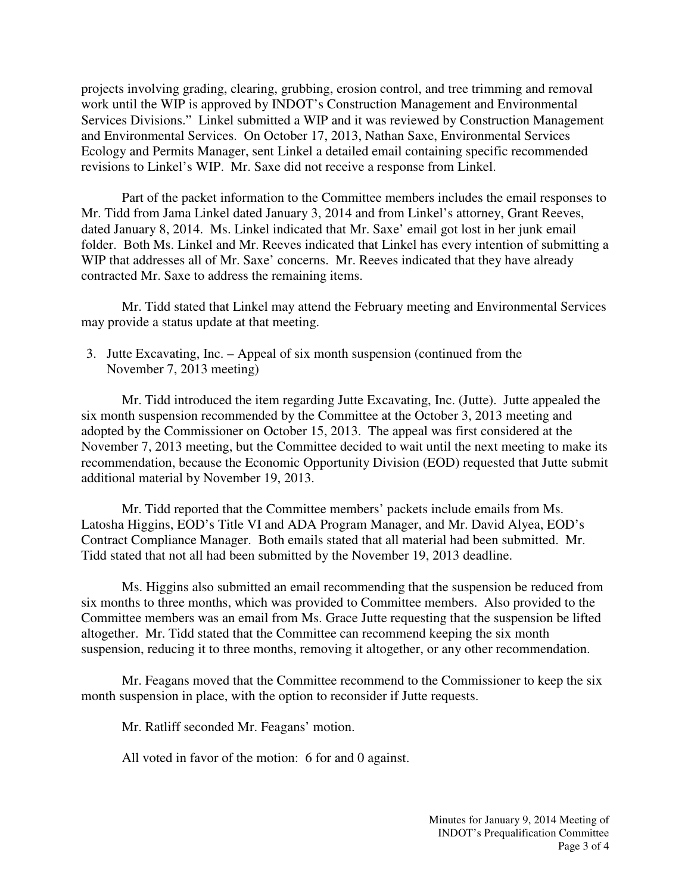projects involving grading, clearing, grubbing, erosion control, and tree trimming and removal work until the WIP is approved by INDOT's Construction Management and Environmental Services Divisions." Linkel submitted a WIP and it was reviewed by Construction Management and Environmental Services. On October 17, 2013, Nathan Saxe, Environmental Services Ecology and Permits Manager, sent Linkel a detailed email containing specific recommended revisions to Linkel's WIP. Mr. Saxe did not receive a response from Linkel.

Part of the packet information to the Committee members includes the email responses to Mr. Tidd from Jama Linkel dated January 3, 2014 and from Linkel's attorney, Grant Reeves, dated January 8, 2014. Ms. Linkel indicated that Mr. Saxe' email got lost in her junk email folder. Both Ms. Linkel and Mr. Reeves indicated that Linkel has every intention of submitting a WIP that addresses all of Mr. Saxe' concerns. Mr. Reeves indicated that they have already contracted Mr. Saxe to address the remaining items.

Mr. Tidd stated that Linkel may attend the February meeting and Environmental Services may provide a status update at that meeting.

3. Jutte Excavating, Inc. – Appeal of six month suspension (continued from the November 7, 2013 meeting)

Mr. Tidd introduced the item regarding Jutte Excavating, Inc. (Jutte). Jutte appealed the six month suspension recommended by the Committee at the October 3, 2013 meeting and adopted by the Commissioner on October 15, 2013. The appeal was first considered at the November 7, 2013 meeting, but the Committee decided to wait until the next meeting to make its recommendation, because the Economic Opportunity Division (EOD) requested that Jutte submit additional material by November 19, 2013.

Mr. Tidd reported that the Committee members' packets include emails from Ms. Latosha Higgins, EOD's Title VI and ADA Program Manager, and Mr. David Alyea, EOD's Contract Compliance Manager. Both emails stated that all material had been submitted. Mr. Tidd stated that not all had been submitted by the November 19, 2013 deadline.

Ms. Higgins also submitted an email recommending that the suspension be reduced from six months to three months, which was provided to Committee members. Also provided to the Committee members was an email from Ms. Grace Jutte requesting that the suspension be lifted altogether. Mr. Tidd stated that the Committee can recommend keeping the six month suspension, reducing it to three months, removing it altogether, or any other recommendation.

Mr. Feagans moved that the Committee recommend to the Commissioner to keep the six month suspension in place, with the option to reconsider if Jutte requests.

Mr. Ratliff seconded Mr. Feagans' motion.

All voted in favor of the motion: 6 for and 0 against.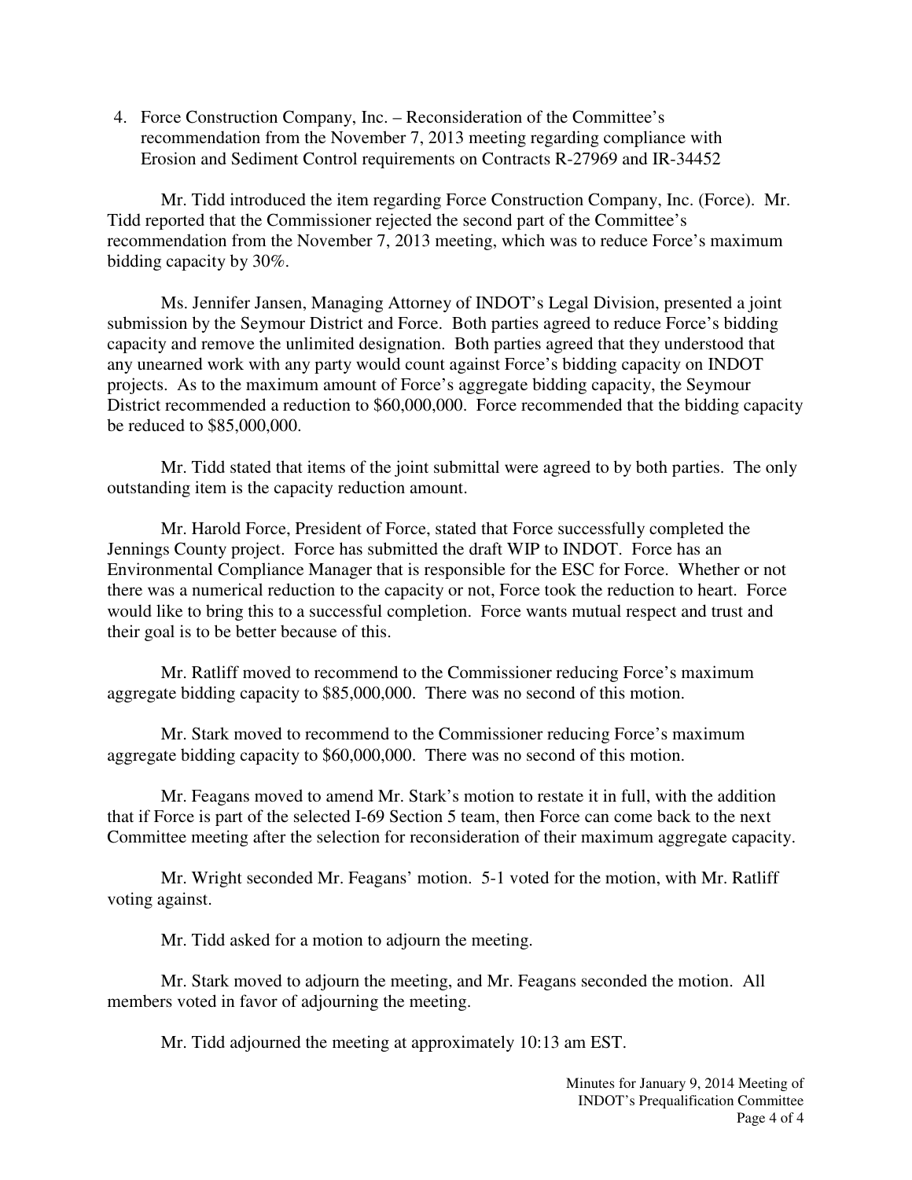4. Force Construction Company, Inc. – Reconsideration of the Committee's recommendation from the November 7, 2013 meeting regarding compliance with Erosion and Sediment Control requirements on Contracts R-27969 and IR-34452

Mr. Tidd introduced the item regarding Force Construction Company, Inc. (Force). Mr. Tidd reported that the Commissioner rejected the second part of the Committee's recommendation from the November 7, 2013 meeting, which was to reduce Force's maximum bidding capacity by 30%.

Ms. Jennifer Jansen, Managing Attorney of INDOT's Legal Division, presented a joint submission by the Seymour District and Force. Both parties agreed to reduce Force's bidding capacity and remove the unlimited designation. Both parties agreed that they understood that any unearned work with any party would count against Force's bidding capacity on INDOT projects. As to the maximum amount of Force's aggregate bidding capacity, the Seymour District recommended a reduction to $60,000,000. Force recommended that the bidding capacity be reduced to $85,000,000.

Mr. Tidd stated that items of the joint submittal were agreed to by both parties. The only outstanding item is the capacity reduction amount.

Mr. Harold Force, President of Force, stated that Force successfully completed the Jennings County project. Force has submitted the draft WIP to INDOT. Force has an Environmental Compliance Manager that is responsible for the ESC for Force. Whether or not there was a numerical reduction to the capacity or not, Force took the reduction to heart. Force would like to bring this to a successful completion. Force wants mutual respect and trust and their goal is to be better because of this.

Mr. Ratliff moved to recommend to the Commissioner reducing Force's maximum aggregate bidding capacity to $85,000,000. There was no second of this motion.

Mr. Stark moved to recommend to the Commissioner reducing Force's maximum aggregate bidding capacity to $60,000,000. There was no second of this motion.

Mr. Feagans moved to amend Mr. Stark's motion to restate it in full, with the addition that if Force is part of the selected I-69 Section 5 team, then Force can come back to the next Committee meeting after the selection for reconsideration of their maximum aggregate capacity.

Mr. Wright seconded Mr. Feagans' motion. 5-1 voted for the motion, with Mr. Ratliff voting against.

Mr. Tidd asked for a motion to adjourn the meeting.

Mr. Stark moved to adjourn the meeting, and Mr. Feagans seconded the motion. All members voted in favor of adjourning the meeting.

Mr. Tidd adjourned the meeting at approximately 10:13 am EST.